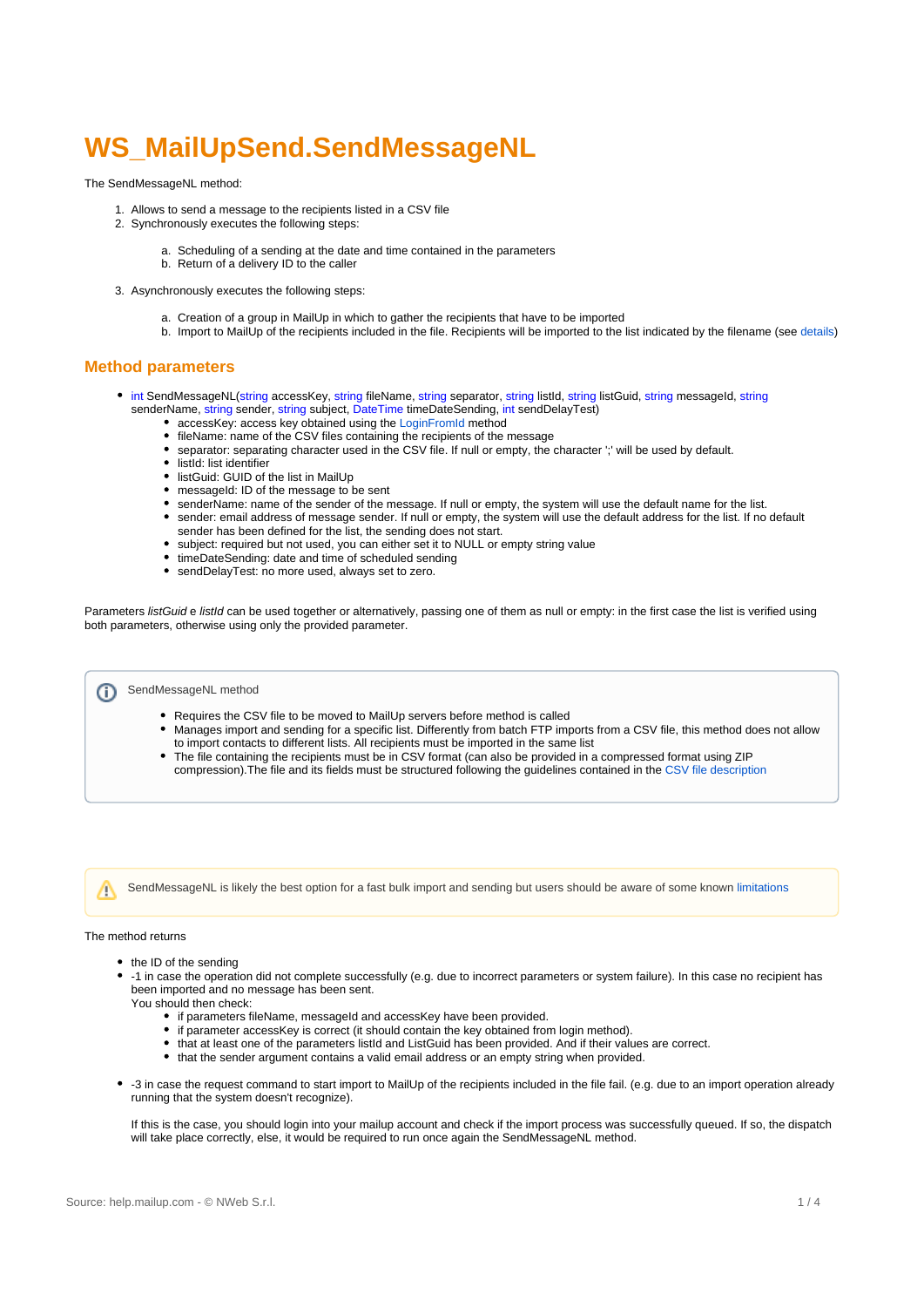# WS_MailUpSend.SendMessageNL

The SendMessageNL method:

1. Allows to send a message to the recipients listed in a CSV file
2. Synchronously executes the following steps:

    a. Scheduling of a sending at the date and time contained in the parameters
    b. Return of a delivery ID to the caller

3. Asynchronously executes the following steps:

    a. Creation of a group in MailUp in which to gather the recipients that have to be imported
    b. Import to MailUp of the recipients included in the file. Recipients will be imported to the list indicated by the filename (see details)

## Method parameters

- int SendMessageNL(string accessKey, string fileName, string separator, string listId, string listGuid, string messageId, string senderName, string sender, string subject, DateTime timeDateSending, int sendDelayTest)
    - accessKey: access key obtained using the LoginFromId method
    - fileName: name of the CSV files containing the recipients of the message
    - separator: separating character used in the CSV file. If null or empty, the character ';' will be used by default.
    - listId: list identifier
    - listGuid: GUID of the list in MailUp
    - messageId: ID of the message to be sent
    - senderName: name of the sender of the message. If null or empty, the system will use the default name for the list.
    - sender: email address of message sender. If null or empty, the system will use the default address for the list. If no default sender has been defined for the list, the sending does not start.
    - subject: required but not used, you can either set it to NULL or empty string value
    - timeDateSending: date and time of scheduled sending
    - sendDelayTest: no more used, always set to zero.

Parameters *listGuid* e *listId* can be used together or alternatively, passing one of them as null or empty: in the first case the list is verified using both parameters, otherwise using only the provided parameter.

> SendMessageNL method
>
> - Requires the CSV file to be moved to MailUp servers before method is called
> - Manages import and sending for a specific list. Differently from batch FTP imports from a CSV file, this method does not allow to import contacts to different lists. All recipients must be imported in the same list
> - The file containing the recipients must be in CSV format (can also be provided in a compressed format using ZIP compression).The file and its fields must be structured following the guidelines contained in the CSV file description

> SendMessageNL is likely the best option for a fast bulk import and sending but users should be aware of some known limitations

The method returns

- the ID of the sending
- -1 in case the operation did not complete successfully (e.g. due to incorrect parameters or system failure). In this case no recipient has been imported and no message has been sent.
  You should then check:
    - if parameters fileName, messageId and accessKey have been provided.
    - if parameter accessKey is correct (it should contain the key obtained from login method).
    - that at least one of the parameters listId and ListGuid has been provided. And if their values are correct.
    - that the sender argument contains a valid email address or an empty string when provided.

- -3 in case the request command to start import to MailUp of the recipients included in the file fail. (e.g. due to an import operation already running that the system doesn't recognize).

  If this is the case, you should login into your mailup account and check if the import process was successfully queued. If so, the dispatch will take place correctly, else, it would be required to run once again the SendMessageNL method.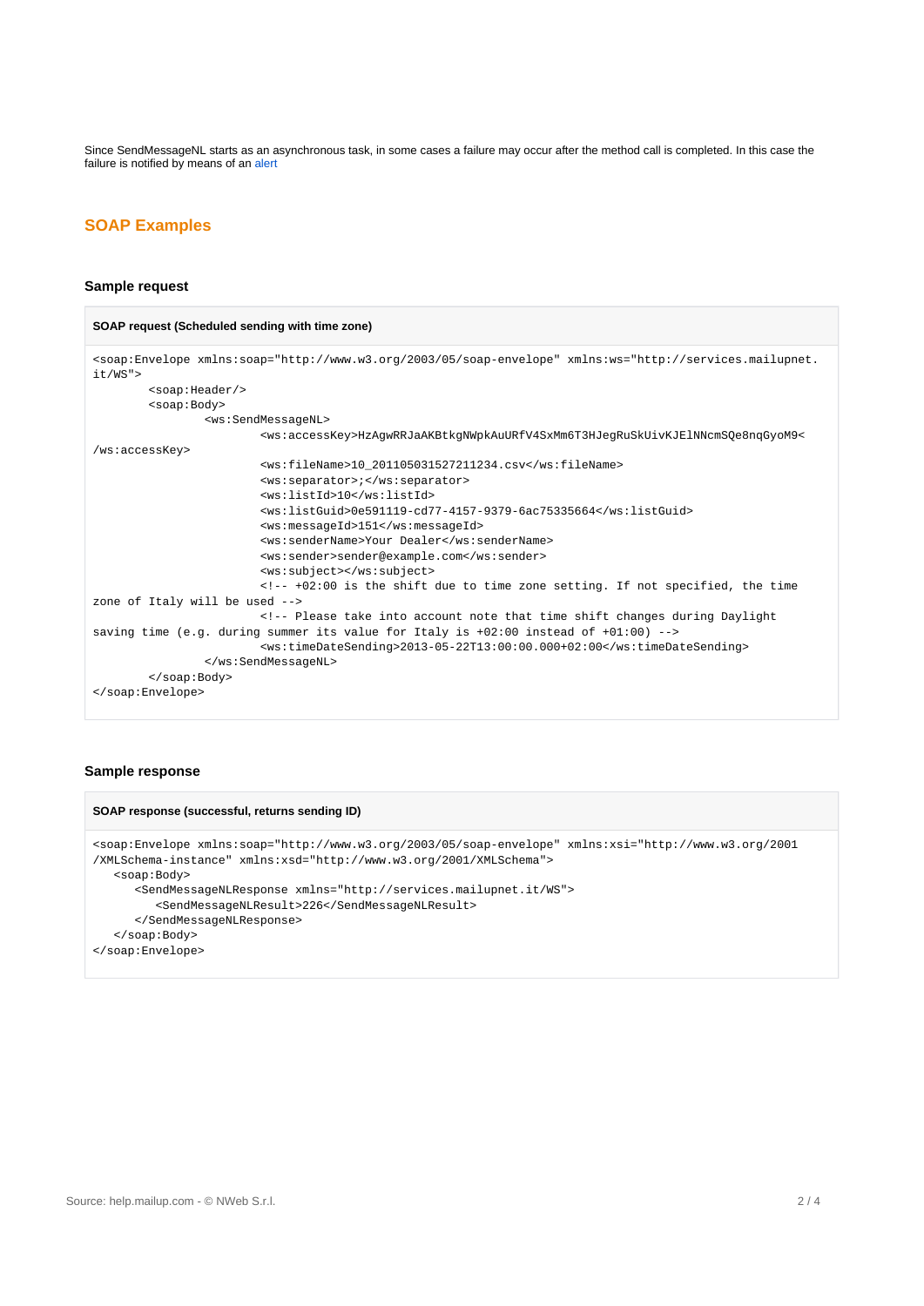Since SendMessageNL starts as an asynchronous task, in some cases a failure may occur after the method call is completed. In this case the failure is notified by means of an alert

## SOAP Examples

### Sample request

**SOAP request (Scheduled sending with time zone)**

```
<soap:Envelope xmlns:soap="http://www.w3.org/2003/05/soap-envelope" xmlns:ws="http://services.mailupnet.it/WS">
        <soap:Header/>
        <soap:Body>
                <ws:SendMessageNL>
                        <ws:accessKey>HzAgwRRJaAKBtkgNWpkAuURfV4SxMm6T3HJegRuSkUivKJElNNcmSQe8nqGyoM9</ws:accessKey>
                        <ws:fileName>10_201105031527211234.csv</ws:fileName>
                        <ws:separator>;</ws:separator>
                        <ws:listId>10</ws:listId>
                        <ws:listGuid>0e591119-cd77-4157-9379-6ac75335664</ws:listGuid>
                        <ws:messageId>151</ws:messageId>
                        <ws:senderName>Your Dealer</ws:senderName>
                        <ws:sender>sender@example.com</ws:sender>
                        <ws:subject></ws:subject>
                        <!-- +02:00 is the shift due to time zone setting. If not specified, the time zone of Italy will be used -->
                        <!-- Please take into account note that time shift changes during Daylight saving time (e.g. during summer its value for Italy is +02:00 instead of +01:00) -->
                        <ws:timeDateSending>2013-05-22T13:00:00.000+02:00</ws:timeDateSending>
                </ws:SendMessageNL>
        </soap:Body>
</soap:Envelope>
```

### Sample response

**SOAP response (successful, returns sending ID)**

```
<soap:Envelope xmlns:soap="http://www.w3.org/2003/05/soap-envelope" xmlns:xsi="http://www.w3.org/2001/XMLSchema-instance" xmlns:xsd="http://www.w3.org/2001/XMLSchema">
   <soap:Body>
      <SendMessageNLResponse xmlns="http://services.mailupnet.it/WS">
         <SendMessageNLResult>226</SendMessageNLResult>
      </SendMessageNLResponse>
   </soap:Body>
</soap:Envelope>
```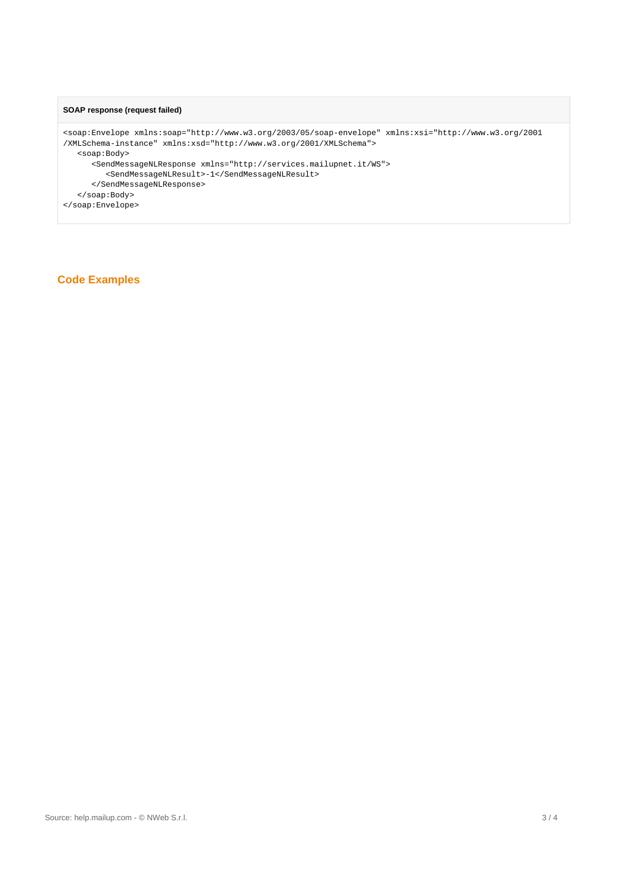**SOAP response (request failed)**

```
<soap:Envelope xmlns:soap="http://www.w3.org/2003/05/soap-envelope" xmlns:xsi="http://www.w3.org/2001
/XMLSchema-instance" xmlns:xsd="http://www.w3.org/2001/XMLSchema">
   <soap:Body>
      <SendMessageNLResponse xmlns="http://services.mailupnet.it/WS">
         <SendMessageNLResult>-1</SendMessageNLResult>
      </SendMessageNLResponse>
   </soap:Body>
</soap:Envelope>
```

## Code Examples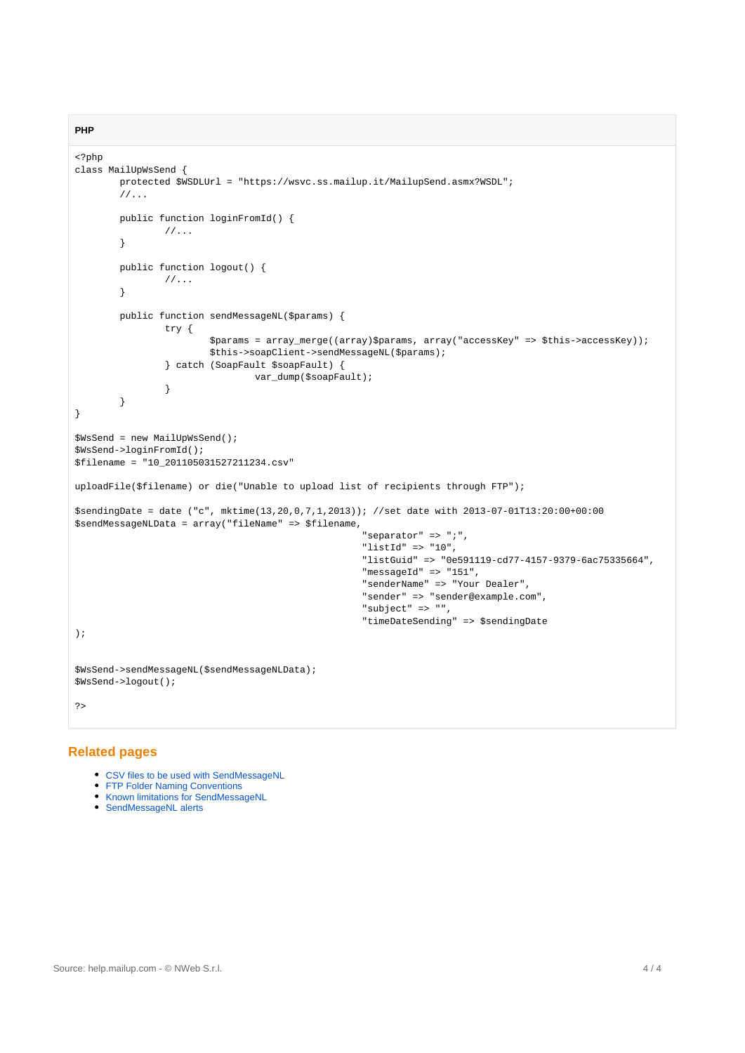**PHP**

```
<?php
class MailUpWsSend {
        protected $WSDLUrl = "https://wsvc.ss.mailup.it/MailupSend.asmx?WSDL";
        //...

        public function loginFromId() {
                //...
        }

        public function logout() {
                //...
        }

        public function sendMessageNL($params) {
                try {
                        $params = array_merge((array)$params, array("accessKey" => $this->accessKey));
                        $this->soapClient->sendMessageNL($params);
                } catch (SoapFault $soapFault) {
                                var_dump($soapFault);
                }
        }
}

$WsSend = new MailUpWsSend();
$WsSend->loginFromId();
$filename = "10_201105031527211234.csv"

uploadFile($filename) or die("Unable to upload list of recipients through FTP");

$sendingDate = date ("c", mktime(13,20,0,7,1,2013)); //set date with 2013-07-01T13:20:00+00:00
$sendMessageNLData = array("fileName" => $filename,
                                                    "separator" => ";",
                                                    "listId" => "10",
                                                    "listGuid" => "0e591119-cd77-4157-9379-6ac75335664",
                                                    "messageId" => "151",
                                                    "senderName" => "Your Dealer",
                                                    "sender" => "sender@example.com",
                                                    "subject" => "",
                                                    "timeDateSending" => $sendingDate
);


$WsSend->sendMessageNL($sendMessageNLData);
$WsSend->logout();

?>
```

## Related pages

- CSV files to be used with SendMessageNL
- FTP Folder Naming Conventions
- Known limitations for SendMessageNL
- SendMessageNL alerts

Source: help.mailup.com - © NWeb S.r.l.